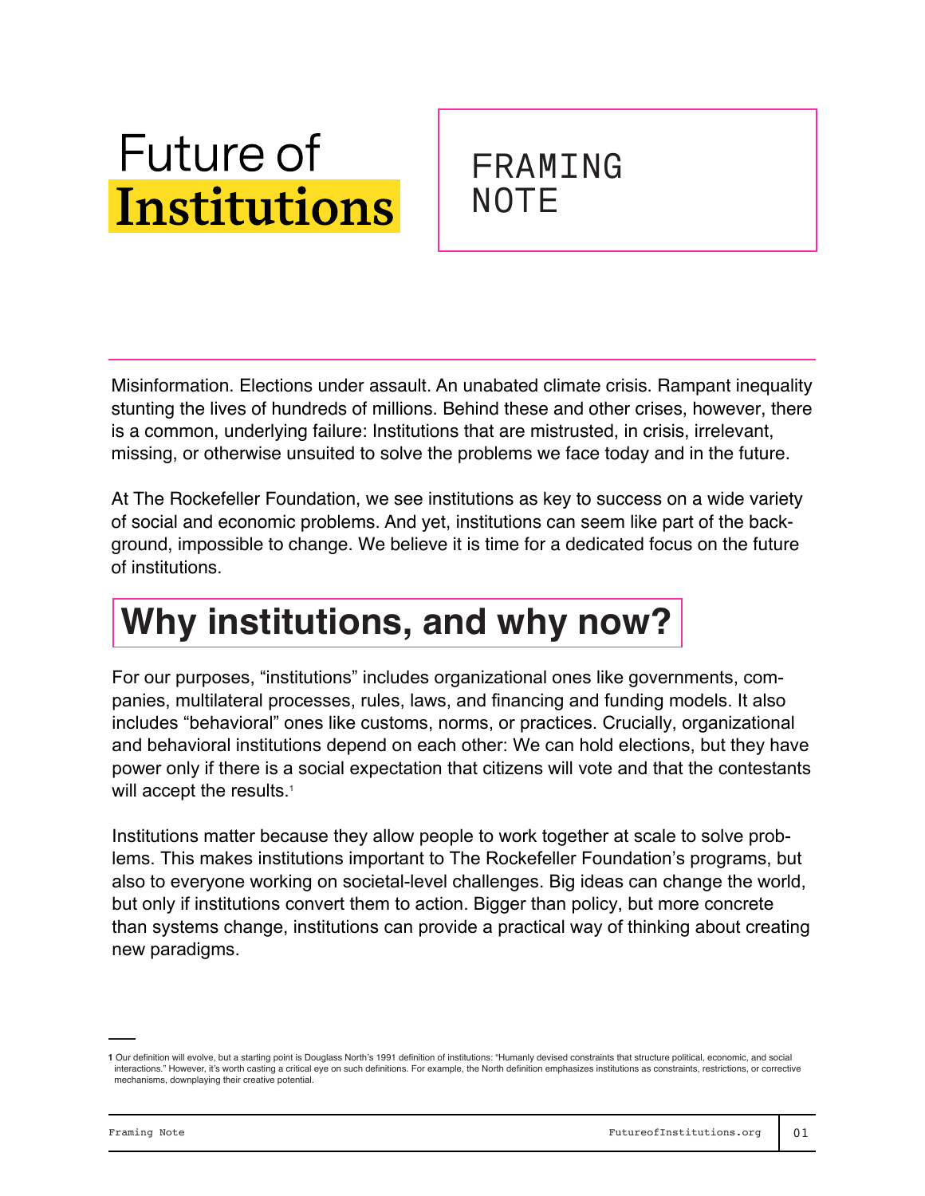# Future of Institutions

## FRAMING NOTE

Misinformation. Elections under assault. An unabated climate crisis. Rampant inequality stunting the lives of hundreds of millions. Behind these and other crises, however, there is a common, underlying failure: Institutions that are mistrusted, in crisis, irrelevant, missing, or otherwise unsuited to solve the problems we face today and in the future.

At The Rockefeller Foundation, we see institutions as key to success on a wide variety of social and economic problems. And yet, institutions can seem like part of the background, impossible to change. We believe it is time for a dedicated focus on the future of institutions.

## Why institutions, and why now?

For our purposes, "institutions" includes organizational ones like governments, companies, multilateral processes, rules, laws, and financing and funding models. It also includes "behavioral" ones like customs, norms, or practices. Crucially, organizational and behavioral institutions depend on each other: We can hold elections, but they have power only if there is a social expectation that citizens will vote and that the contestants will accept the results.[1]

Institutions matter because they allow people to work together at scale to solve problems. This makes institutions important to The Rockefeller Foundation's programs, but also to everyone working on societal-level challenges. Big ideas can change the world, but only if institutions convert them to action. Bigger than policy, but more concrete than systems change, institutions can provide a practical way of thinking about creating new paradigms.

---

**1** Our definition will evolve, but a starting point is Douglass North's 1991 definition of institutions: "Humanly devised constraints that structure political, economic, and social interactions." However, it's worth casting a critical eye on such definitions. For example, the North definition emphasizes institutions as constraints, restrictions, or corrective mechanisms, downplaying their creative potential.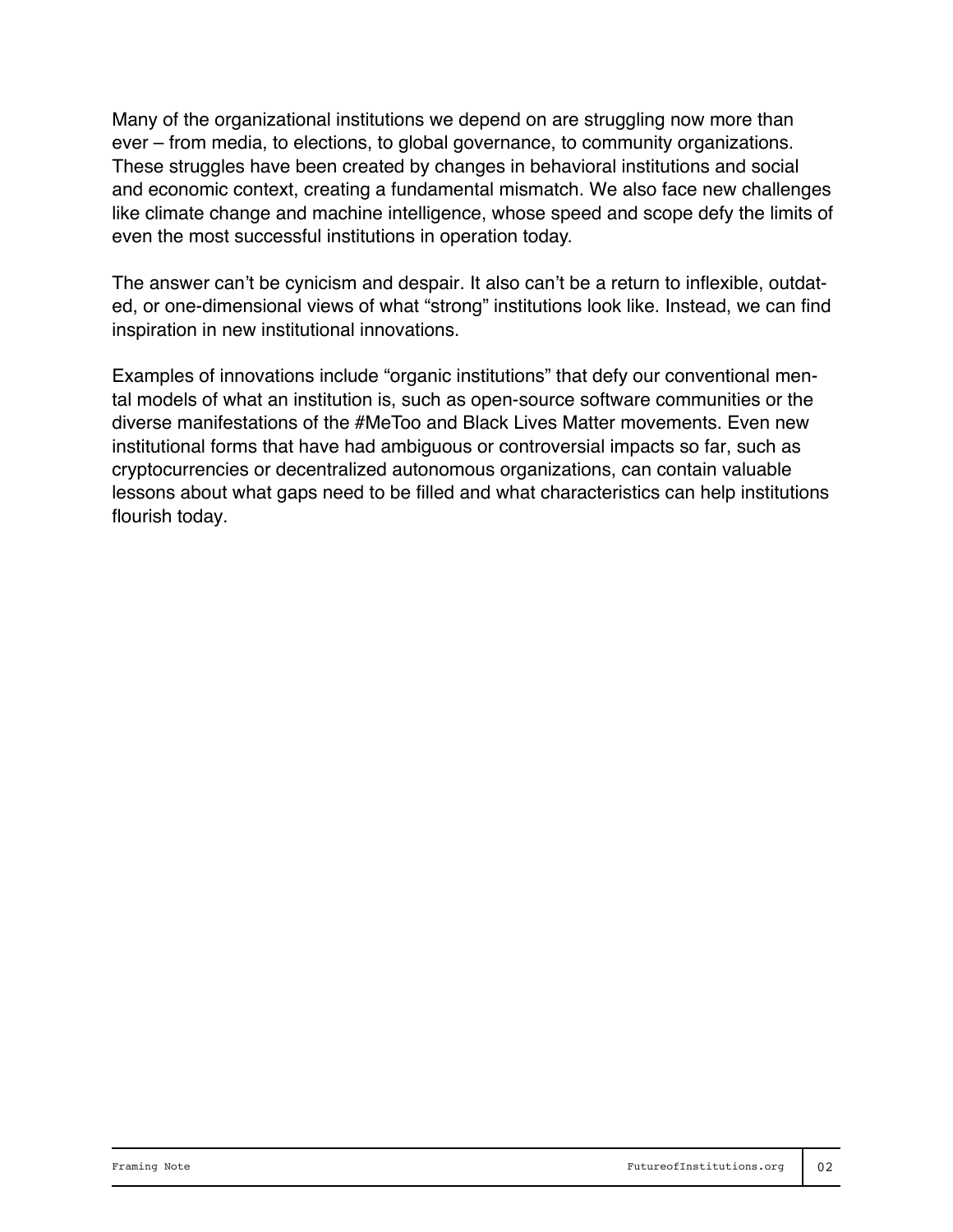Many of the organizational institutions we depend on are struggling now more than ever – from media, to elections, to global governance, to community organizations. These struggles have been created by changes in behavioral institutions and social and economic context, creating a fundamental mismatch. We also face new challenges like climate change and machine intelligence, whose speed and scope defy the limits of even the most successful institutions in operation today.

The answer can't be cynicism and despair. It also can't be a return to inflexible, outdated, or one-dimensional views of what "strong" institutions look like. Instead, we can find inspiration in new institutional innovations.

Examples of innovations include "organic institutions" that defy our conventional mental models of what an institution is, such as open-source software communities or the diverse manifestations of the #MeToo and Black Lives Matter movements. Even new institutional forms that have had ambiguous or controversial impacts so far, such as cryptocurrencies or decentralized autonomous organizations, can contain valuable lessons about what gaps need to be filled and what characteristics can help institutions flourish today.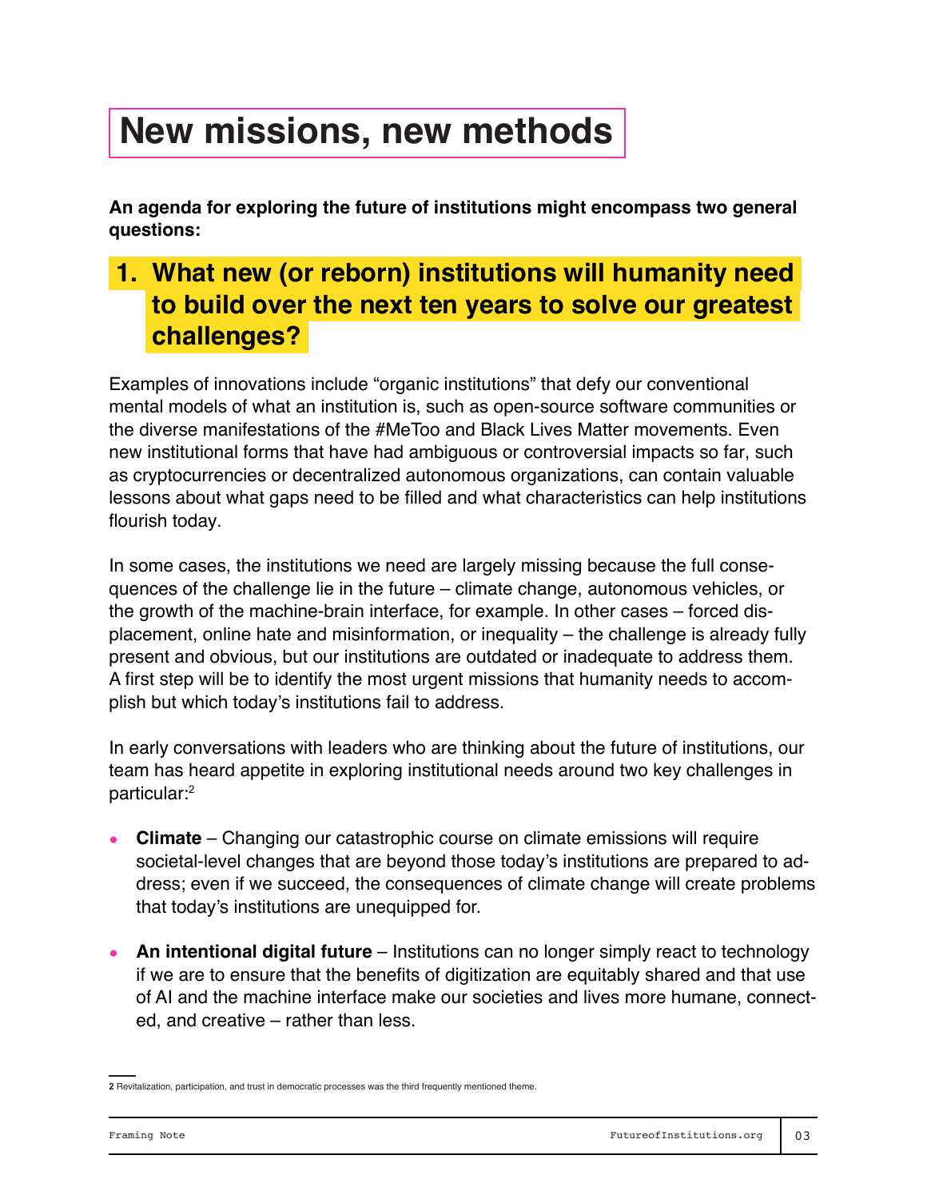# New missions, new methods

**An agenda for exploring the future of institutions might encompass two general questions:**

## 1. What new (or reborn) institutions will humanity need to build over the next ten years to solve our greatest challenges?

Examples of innovations include "organic institutions" that defy our conventional mental models of what an institution is, such as open-source software communities or the diverse manifestations of the #MeToo and Black Lives Matter movements. Even new institutional forms that have had ambiguous or controversial impacts so far, such as cryptocurrencies or decentralized autonomous organizations, can contain valuable lessons about what gaps need to be filled and what characteristics can help institutions flourish today.

In some cases, the institutions we need are largely missing because the full consequences of the challenge lie in the future – climate change, autonomous vehicles, or the growth of the machine-brain interface, for example. In other cases – forced displacement, online hate and misinformation, or inequality – the challenge is already fully present and obvious, but our institutions are outdated or inadequate to address them. A first step will be to identify the most urgent missions that humanity needs to accomplish but which today's institutions fail to address.

In early conversations with leaders who are thinking about the future of institutions, our team has heard appetite in exploring institutional needs around two key challenges in particular:[2]

- **Climate** – Changing our catastrophic course on climate emissions will require societal-level changes that are beyond those today's institutions are prepared to address; even if we succeed, the consequences of climate change will create problems that today's institutions are unequipped for.
- **An intentional digital future** – Institutions can no longer simply react to technology if we are to ensure that the benefits of digitization are equitably shared and that use of AI and the machine interface make our societies and lives more humane, connected, and creative – rather than less.

---

**2** Revitalization, participation, and trust in democratic processes was the third frequently mentioned theme.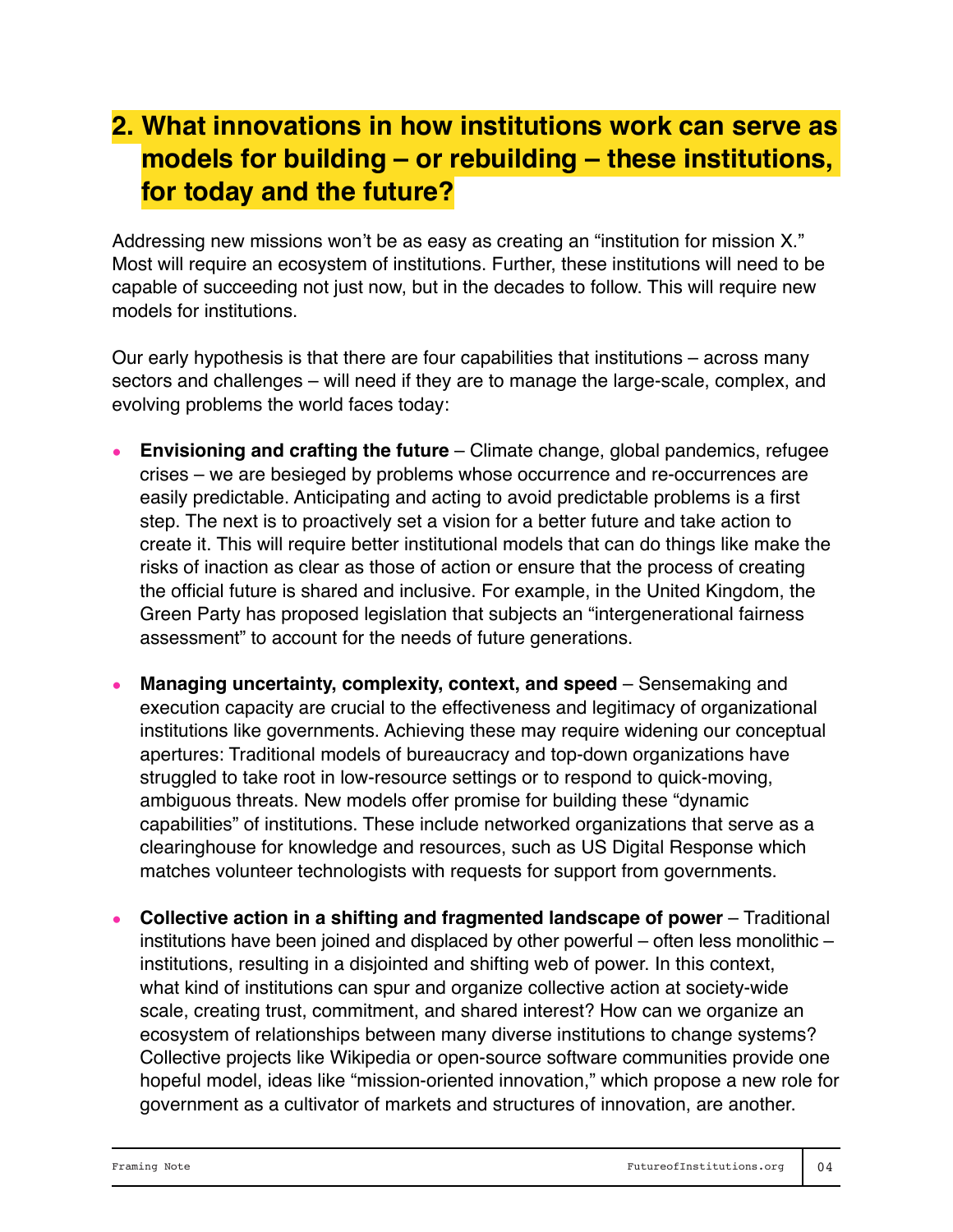## 2. What innovations in how institutions work can serve as models for building – or rebuilding – these institutions, for today and the future?

Addressing new missions won't be as easy as creating an "institution for mission X." Most will require an ecosystem of institutions. Further, these institutions will need to be capable of succeeding not just now, but in the decades to follow. This will require new models for institutions.

Our early hypothesis is that there are four capabilities that institutions – across many sectors and challenges – will need if they are to manage the large-scale, complex, and evolving problems the world faces today:

- **Envisioning and crafting the future** – Climate change, global pandemics, refugee crises – we are besieged by problems whose occurrence and re-occurrences are easily predictable. Anticipating and acting to avoid predictable problems is a first step. The next is to proactively set a vision for a better future and take action to create it. This will require better institutional models that can do things like make the risks of inaction as clear as those of action or ensure that the process of creating the official future is shared and inclusive. For example, in the United Kingdom, the Green Party has proposed legislation that subjects an "intergenerational fairness assessment" to account for the needs of future generations.

- **Managing uncertainty, complexity, context, and speed** – Sensemaking and execution capacity are crucial to the effectiveness and legitimacy of organizational institutions like governments. Achieving these may require widening our conceptual apertures: Traditional models of bureaucracy and top-down organizations have struggled to take root in low-resource settings or to respond to quick-moving, ambiguous threats. New models offer promise for building these "dynamic capabilities" of institutions. These include networked organizations that serve as a clearinghouse for knowledge and resources, such as US Digital Response which matches volunteer technologists with requests for support from governments.

- **Collective action in a shifting and fragmented landscape of power** – Traditional institutions have been joined and displaced by other powerful – often less monolithic – institutions, resulting in a disjointed and shifting web of power. In this context, what kind of institutions can spur and organize collective action at society-wide scale, creating trust, commitment, and shared interest? How can we organize an ecosystem of relationships between many diverse institutions to change systems? Collective projects like Wikipedia or open-source software communities provide one hopeful model, ideas like "mission-oriented innovation," which propose a new role for government as a cultivator of markets and structures of innovation, are another.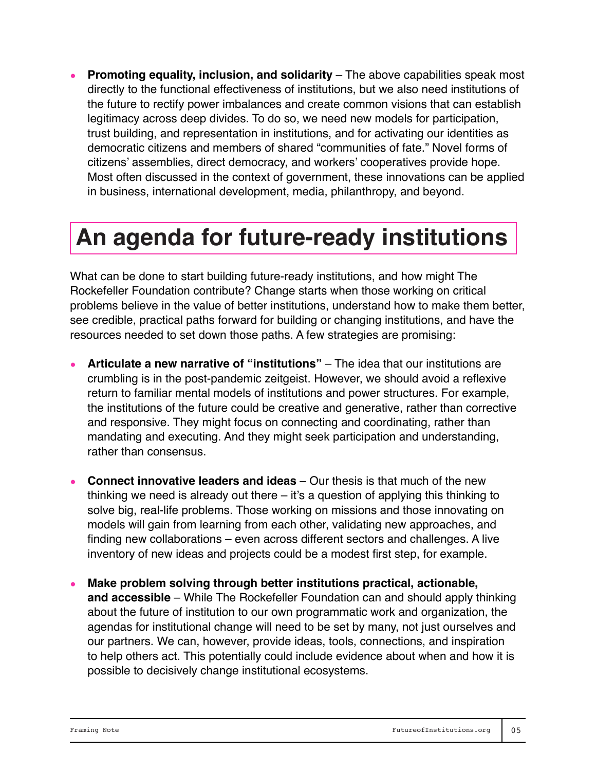- **Promoting equality, inclusion, and solidarity** – The above capabilities speak most directly to the functional effectiveness of institutions, but we also need institutions of the future to rectify power imbalances and create common visions that can establish legitimacy across deep divides. To do so, we need new models for participation, trust building, and representation in institutions, and for activating our identities as democratic citizens and members of shared "communities of fate." Novel forms of citizens' assemblies, direct democracy, and workers' cooperatives provide hope. Most often discussed in the context of government, these innovations can be applied in business, international development, media, philanthropy, and beyond.

## An agenda for future-ready institutions

What can be done to start building future-ready institutions, and how might The Rockefeller Foundation contribute? Change starts when those working on critical problems believe in the value of better institutions, understand how to make them better, see credible, practical paths forward for building or changing institutions, and have the resources needed to set down those paths. A few strategies are promising:

- **Articulate a new narrative of "institutions"** – The idea that our institutions are crumbling is in the post-pandemic zeitgeist. However, we should avoid a reflexive return to familiar mental models of institutions and power structures. For example, the institutions of the future could be creative and generative, rather than corrective and responsive. They might focus on connecting and coordinating, rather than mandating and executing. And they might seek participation and understanding, rather than consensus.

- **Connect innovative leaders and ideas** – Our thesis is that much of the new thinking we need is already out there – it's a question of applying this thinking to solve big, real-life problems. Those working on missions and those innovating on models will gain from learning from each other, validating new approaches, and finding new collaborations – even across different sectors and challenges. A live inventory of new ideas and projects could be a modest first step, for example.

- **Make problem solving through better institutions practical, actionable, and accessible** – While The Rockefeller Foundation can and should apply thinking about the future of institution to our own programmatic work and organization, the agendas for institutional change will need to be set by many, not just ourselves and our partners. We can, however, provide ideas, tools, connections, and inspiration to help others act. This potentially could include evidence about when and how it is possible to decisively change institutional ecosystems.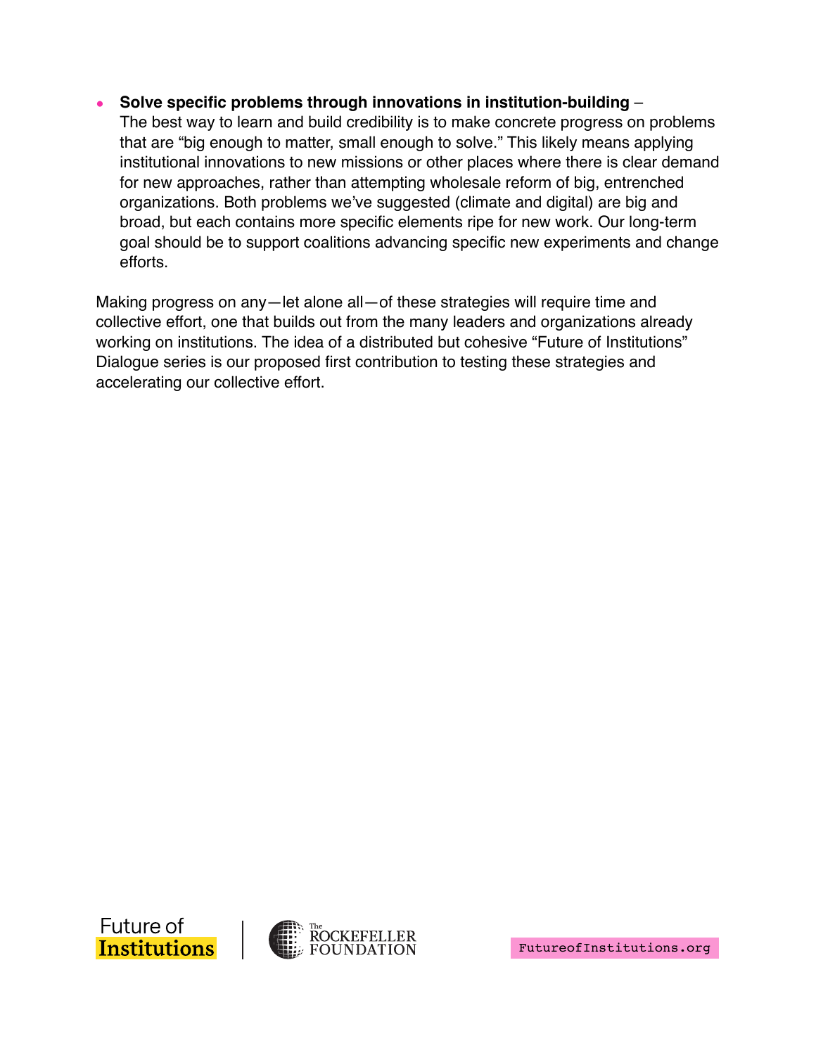- **Solve specific problems through innovations in institution-building** – The best way to learn and build credibility is to make concrete progress on problems that are "big enough to matter, small enough to solve." This likely means applying institutional innovations to new missions or other places where there is clear demand for new approaches, rather than attempting wholesale reform of big, entrenched organizations. Both problems we've suggested (climate and digital) are big and broad, but each contains more specific elements ripe for new work. Our long-term goal should be to support coalitions advancing specific new experiments and change efforts.

Making progress on any—let alone all—of these strategies will require time and collective effort, one that builds out from the many leaders and organizations already working on institutions. The idea of a distributed but cohesive "Future of Institutions" Dialogue series is our proposed first contribution to testing these strategies and accelerating our collective effort.